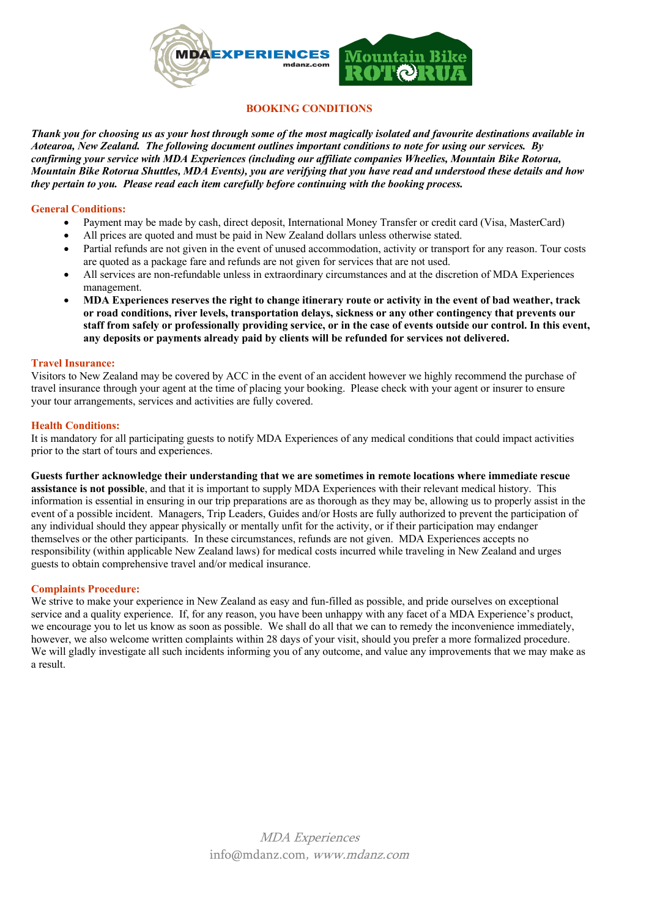# BOOKING CONDITIONS

***Thank you for choosing us as your host through some of the most magically isolated and favourite destinations available in Aotearoa, New Zealand. The following document outlines important conditions to note for using our services. By confirming your service with MDA Experiences (including our affiliate companies Wheelies, Mountain Bike Rotorua, Mountain Bike Rotorua Shuttles, MDA Events), you are verifying that you have read and understood these details and how they pertain to you. Please read each item carefully before continuing with the booking process.***

## General Conditions:

- Payment may be made by cash, direct deposit, International Money Transfer or credit card (Visa, MasterCard)
- All prices are quoted and must be paid in New Zealand dollars unless otherwise stated.
- Partial refunds are not given in the event of unused accommodation, activity or transport for any reason. Tour costs are quoted as a package fare and refunds are not given for services that are not used.
- All services are non-refundable unless in extraordinary circumstances and at the discretion of MDA Experiences management.
- **MDA Experiences reserves the right to change itinerary route or activity in the event of bad weather, track or road conditions, river levels, transportation delays, sickness or any other contingency that prevents our staff from safely or professionally providing service, or in the case of events outside our control. In this event, any deposits or payments already paid by clients will be refunded for services not delivered.**

## Travel Insurance:

Visitors to New Zealand may be covered by ACC in the event of an accident however we highly recommend the purchase of travel insurance through your agent at the time of placing your booking. Please check with your agent or insurer to ensure your tour arrangements, services and activities are fully covered.

## Health Conditions:

It is mandatory for all participating guests to notify MDA Experiences of any medical conditions that could impact activities prior to the start of tours and experiences.

**Guests further acknowledge their understanding that we are sometimes in remote locations where immediate rescue assistance is not possible**, and that it is important to supply MDA Experiences with their relevant medical history. This information is essential in ensuring in our trip preparations are as thorough as they may be, allowing us to properly assist in the event of a possible incident. Managers, Trip Leaders, Guides and/or Hosts are fully authorized to prevent the participation of any individual should they appear physically or mentally unfit for the activity, or if their participation may endanger themselves or the other participants. In these circumstances, refunds are not given. MDA Experiences accepts no responsibility (within applicable New Zealand laws) for medical costs incurred while traveling in New Zealand and urges guests to obtain comprehensive travel and/or medical insurance.

## Complaints Procedure:

We strive to make your experience in New Zealand as easy and fun-filled as possible, and pride ourselves on exceptional service and a quality experience. If, for any reason, you have been unhappy with any facet of a MDA Experience's product, we encourage you to let us know as soon as possible. We shall do all that we can to remedy the inconvenience immediately, however, we also welcome written complaints within 28 days of your visit, should you prefer a more formalized procedure. We will gladly investigate all such incidents informing you of any outcome, and value any improvements that we may make as a result.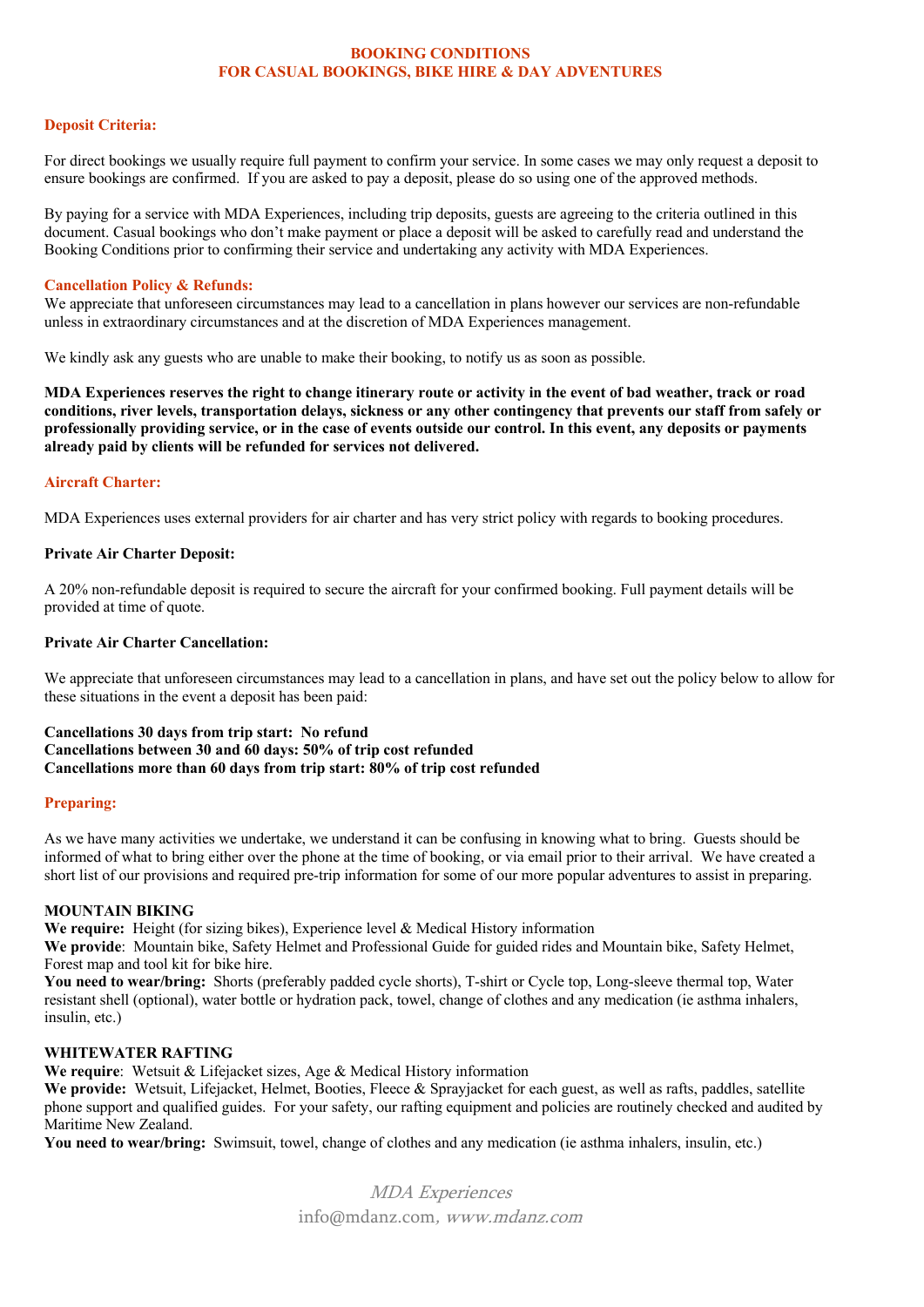**BOOKING CONDITIONS**
**FOR CASUAL BOOKINGS, BIKE HIRE & DAY ADVENTURES**

## Deposit Criteria:

For direct bookings we usually require full payment to confirm your service. In some cases we may only request a deposit to ensure bookings are confirmed. If you are asked to pay a deposit, please do so using one of the approved methods.

By paying for a service with MDA Experiences, including trip deposits, guests are agreeing to the criteria outlined in this document. Casual bookings who don't make payment or place a deposit will be asked to carefully read and understand the Booking Conditions prior to confirming their service and undertaking any activity with MDA Experiences.

## Cancellation Policy & Refunds:

We appreciate that unforeseen circumstances may lead to a cancellation in plans however our services are non-refundable unless in extraordinary circumstances and at the discretion of MDA Experiences management.

We kindly ask any guests who are unable to make their booking, to notify us as soon as possible.

**MDA Experiences reserves the right to change itinerary route or activity in the event of bad weather, track or road conditions, river levels, transportation delays, sickness or any other contingency that prevents our staff from safely or professionally providing service, or in the case of events outside our control. In this event, any deposits or payments already paid by clients will be refunded for services not delivered.**

## Aircraft Charter:

MDA Experiences uses external providers for air charter and has very strict policy with regards to booking procedures.

### Private Air Charter Deposit:

A 20% non-refundable deposit is required to secure the aircraft for your confirmed booking. Full payment details will be provided at time of quote.

### Private Air Charter Cancellation:

We appreciate that unforeseen circumstances may lead to a cancellation in plans, and have set out the policy below to allow for these situations in the event a deposit has been paid:

**Cancellations 30 days from trip start: No refund**
**Cancellations between 30 and 60 days: 50% of trip cost refunded**
**Cancellations more than 60 days from trip start: 80% of trip cost refunded**

## Preparing:

As we have many activities we undertake, we understand it can be confusing in knowing what to bring. Guests should be informed of what to bring either over the phone at the time of booking, or via email prior to their arrival. We have created a short list of our provisions and required pre-trip information for some of our more popular adventures to assist in preparing.

### MOUNTAIN BIKING

**We require:** Height (for sizing bikes), Experience level & Medical History information
**We provide**: Mountain bike, Safety Helmet and Professional Guide for guided rides and Mountain bike, Safety Helmet, Forest map and tool kit for bike hire.
**You need to wear/bring:** Shorts (preferably padded cycle shorts), T-shirt or Cycle top, Long-sleeve thermal top, Water resistant shell (optional), water bottle or hydration pack, towel, change of clothes and any medication (ie asthma inhalers, insulin, etc.)

### WHITEWATER RAFTING

**We require**: Wetsuit & Lifejacket sizes, Age & Medical History information
**We provide:** Wetsuit, Lifejacket, Helmet, Booties, Fleece & Sprayjacket for each guest, as well as rafts, paddles, satellite phone support and qualified guides. For your safety, our rafting equipment and policies are routinely checked and audited by Maritime New Zealand.
**You need to wear/bring:** Swimsuit, towel, change of clothes and any medication (ie asthma inhalers, insulin, etc.)

*MDA Experiences*
info@mdanz.com, *www.mdanz.com*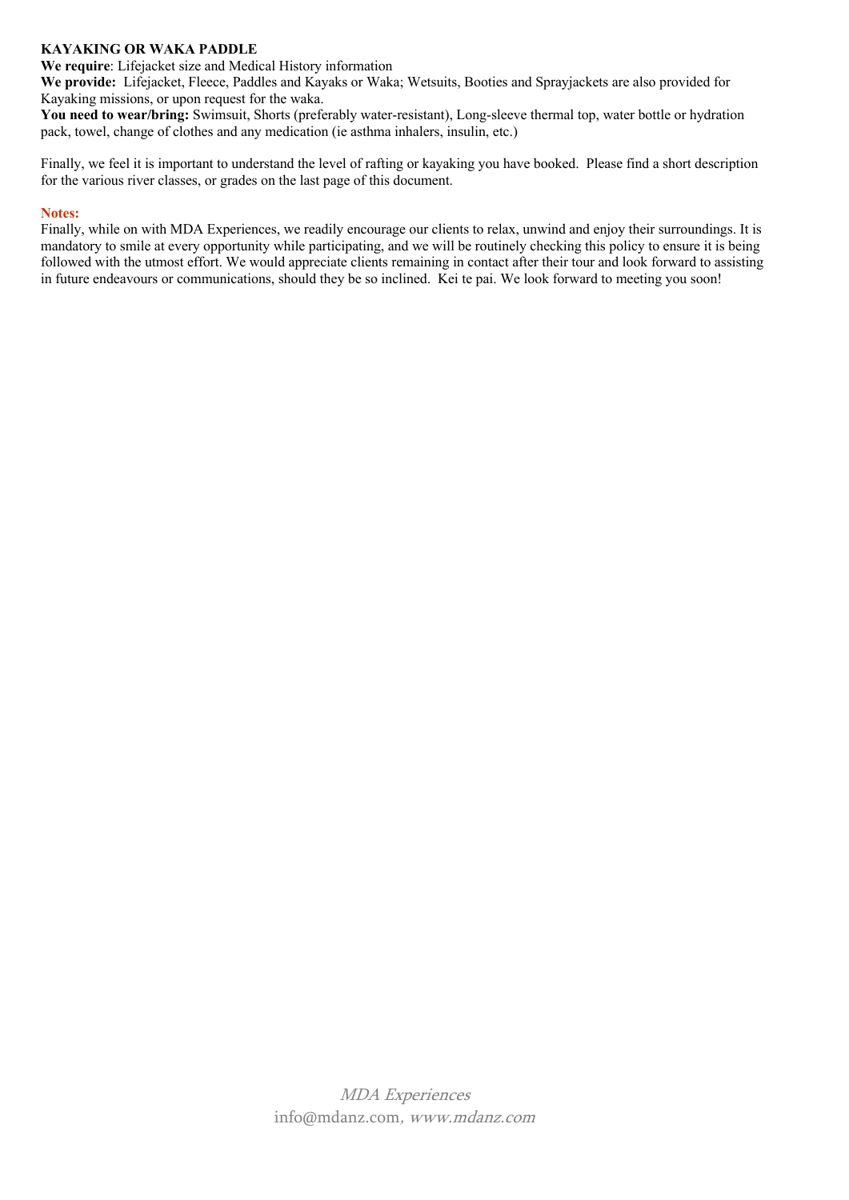**KAYAKING OR WAKA PADDLE**

**We require**: Lifejacket size and Medical History information

**We provide:** Lifejacket, Fleece, Paddles and Kayaks or Waka; Wetsuits, Booties and Sprayjackets are also provided for Kayaking missions, or upon request for the waka.

**You need to wear/bring:** Swimsuit, Shorts (preferably water-resistant), Long-sleeve thermal top, water bottle or hydration pack, towel, change of clothes and any medication (ie asthma inhalers, insulin, etc.)

Finally, we feel it is important to understand the level of rafting or kayaking you have booked. Please find a short description for the various river classes, or grades on the last page of this document.

**Notes:**

Finally, while on with MDA Experiences, we readily encourage our clients to relax, unwind and enjoy their surroundings. It is mandatory to smile at every opportunity while participating, and we will be routinely checking this policy to ensure it is being followed with the utmost effort. We would appreciate clients remaining in contact after their tour and look forward to assisting in future endeavours or communications, should they be so inclined. Kei te pai. We look forward to meeting you soon!

*MDA Experiences*

info@mdanz.com, *www.mdanz.com*